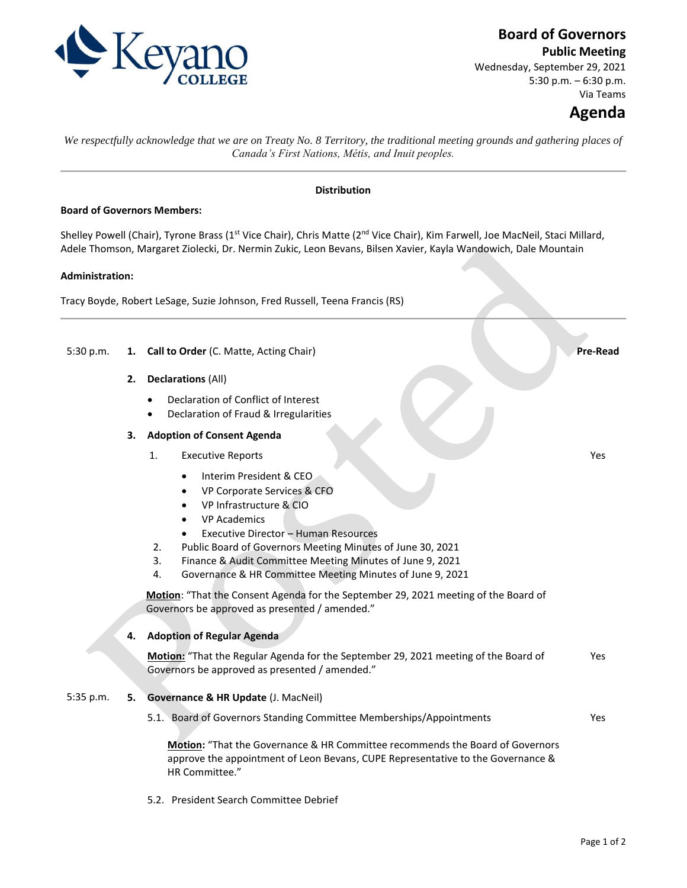# Board of Governors

## Public Meeting

Wednesday, September 29, 2021
5:30 p.m. – 6:30 p.m.
Via Teams

# Agenda

*We respectfully acknowledge that we are on Treaty No. 8 Territory, the traditional meeting grounds and gathering places of Canada's First Nations, Métis, and Inuit peoples.*

---

**Distribution**

**Board of Governors Members:**

Shelley Powell (Chair), Tyrone Brass (1st Vice Chair), Chris Matte (2nd Vice Chair), Kim Farwell, Joe MacNeil, Staci Millard, Adele Thomson, Margaret Ziolecki, Dr. Nermin Zukic, Leon Bevans, Bilsen Xavier, Kayla Wandowich, Dale Mountain

**Administration:**

Tracy Boyde, Robert LeSage, Suzie Johnson, Fred Russell, Teena Francis (RS)

---

| Time | Item | Pre-Read |
|---|---|---|
| 5:30 p.m. | **1. Call to Order** (C. Matte, Acting Chair) | **Pre-Read** |

**2. Declarations** (All)

- Declaration of Conflict of Interest
- Declaration of Fraud & Irregularities

**3. Adoption of Consent Agenda**

1. Executive Reports — Yes
   - Interim President & CEO
   - VP Corporate Services & CFO
   - VP Infrastructure & CIO
   - VP Academics
   - Executive Director – Human Resources
2. Public Board of Governors Meeting Minutes of June 30, 2021
3. Finance & Audit Committee Meeting Minutes of June 9, 2021
4. Governance & HR Committee Meeting Minutes of June 9, 2021

**Motion**: "That the Consent Agenda for the September 29, 2021 meeting of the Board of Governors be approved as presented / amended."

**4. Adoption of Regular Agenda**

**Motion:** "That the Regular Agenda for the September 29, 2021 meeting of the Board of Governors be approved as presented / amended." — Yes

5:35 p.m. **5. Governance & HR Update** (J. MacNeil)

5.1. Board of Governors Standing Committee Memberships/Appointments — Yes

**Motion:** "That the Governance & HR Committee recommends the Board of Governors approve the appointment of Leon Bevans, CUPE Representative to the Governance & HR Committee."

5.2. President Search Committee Debrief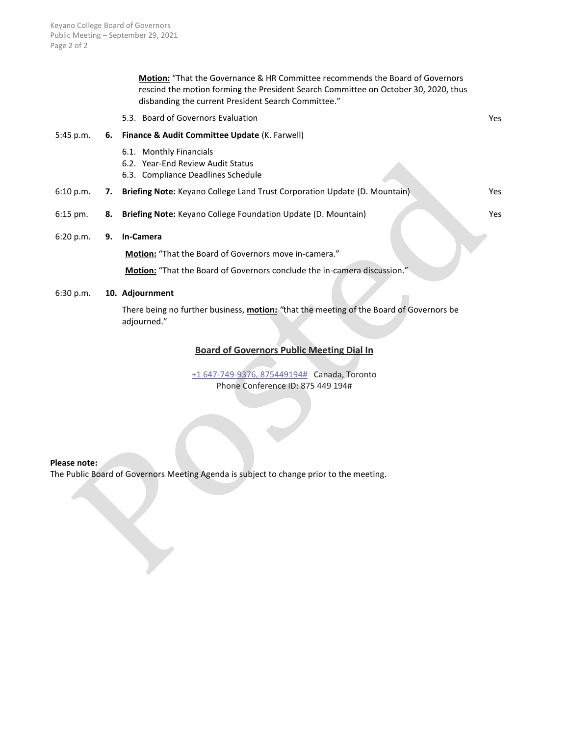**Motion:** "That the Governance & HR Committee recommends the Board of Governors rescind the motion forming the President Search Committee on October 30, 2020, thus disbanding the current President Search Committee."

| | | | |
|---|---|---|---|
| | | 5.3. Board of Governors Evaluation | Yes |
| 5:45 p.m. | **6.** | **Finance & Audit Committee Update** (K. Farwell) | |
| | | 6.1. Monthly Financials<br>6.2. Year-End Review Audit Status<br>6.3. Compliance Deadlines Schedule | |
| 6:10 p.m. | **7.** | **Briefing Note:** Keyano College Land Trust Corporation Update (D. Mountain) | Yes |
| 6:15 pm. | **8.** | **Briefing Note:** Keyano College Foundation Update (D. Mountain) | Yes |
| 6:20 p.m. | **9.** | **In-Camera** | |

**Motion:** "That the Board of Governors move in-camera."

**Motion:** "That the Board of Governors conclude the in-camera discussion."

| | | |
|---|---|---|
| 6:30 p.m. | **10.** | **Adjournment** |

There being no further business, **motion:** "that the meeting of the Board of Governors be adjourned."

## Board of Governors Public Meeting Dial In

+1 647-749-9376, 875449194# Canada, Toronto
Phone Conference ID: 875 449 194#

**Please note:**
The Public Board of Governors Meeting Agenda is subject to change prior to the meeting.